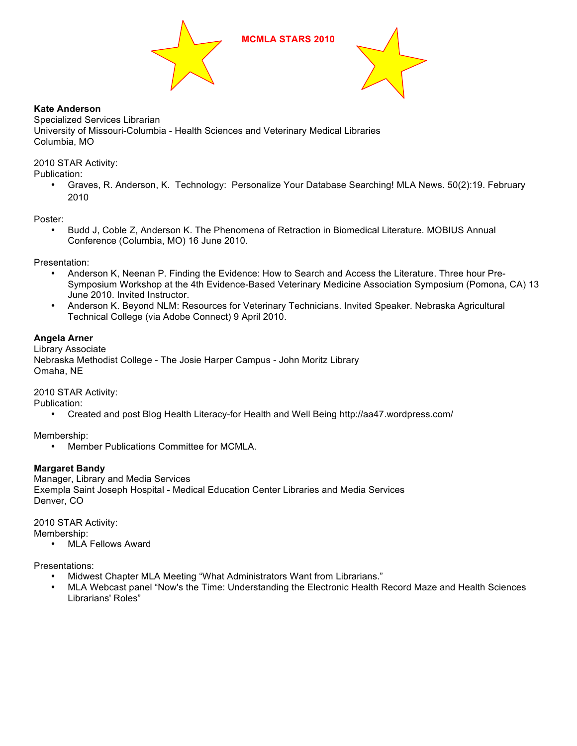# MCMLA STARS 2010

**Kate Anderson**
Specialized Services Librarian
University of Missouri-Columbia - Health Sciences and Veterinary Medical Libraries
Columbia, MO

2010 STAR Activity:
Publication:

- Graves, R. Anderson, K. Technology: Personalize Your Database Searching! MLA News. 50(2):19. February 2010

Poster:

- Budd J, Coble Z, Anderson K. The Phenomena of Retraction in Biomedical Literature. MOBIUS Annual Conference (Columbia, MO) 16 June 2010.

Presentation:

- Anderson K, Neenan P. Finding the Evidence: How to Search and Access the Literature. Three hour Pre-Symposium Workshop at the 4th Evidence-Based Veterinary Medicine Association Symposium (Pomona, CA) 13 June 2010. Invited Instructor.
- Anderson K. Beyond NLM: Resources for Veterinary Technicians. Invited Speaker. Nebraska Agricultural Technical College (via Adobe Connect) 9 April 2010.

**Angela Arner**
Library Associate
Nebraska Methodist College - The Josie Harper Campus - John Moritz Library
Omaha, NE

2010 STAR Activity:
Publication:

- Created and post Blog Health Literacy-for Health and Well Being http://aa47.wordpress.com/

Membership:

- Member Publications Committee for MCMLA.

**Margaret Bandy**
Manager, Library and Media Services
Exempla Saint Joseph Hospital - Medical Education Center Libraries and Media Services
Denver, CO

2010 STAR Activity:
Membership:

- MLA Fellows Award

Presentations:

- Midwest Chapter MLA Meeting “What Administrators Want from Librarians.”
- MLA Webcast panel “Now's the Time: Understanding the Electronic Health Record Maze and Health Sciences Librarians' Roles”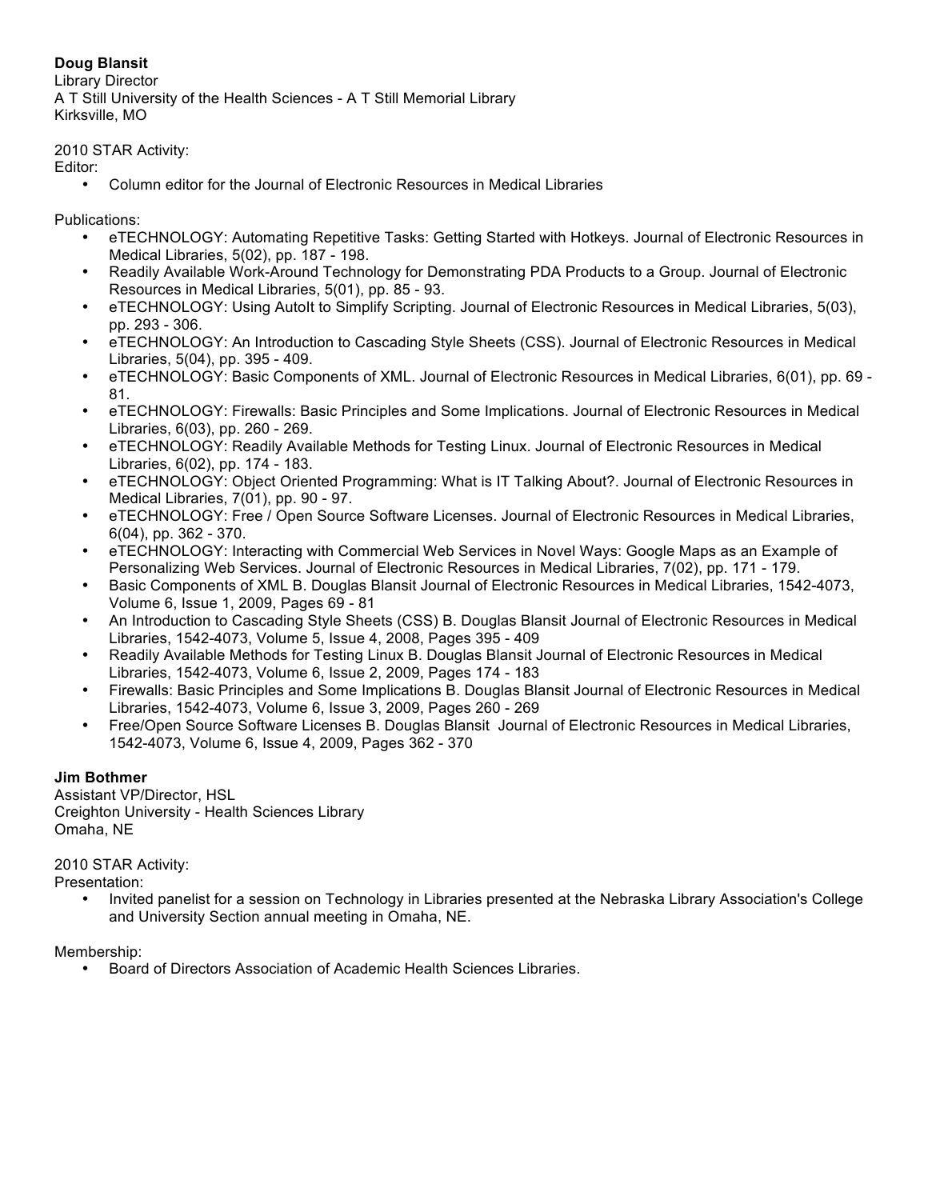**Doug Blansit**
Library Director
A T Still University of the Health Sciences - A T Still Memorial Library
Kirksville, MO

2010 STAR Activity:
Editor:

- Column editor for the Journal of Electronic Resources in Medical Libraries

Publications:

- eTECHNOLOGY: Automating Repetitive Tasks: Getting Started with Hotkeys. Journal of Electronic Resources in Medical Libraries, 5(02), pp. 187 - 198.
- Readily Available Work-Around Technology for Demonstrating PDA Products to a Group. Journal of Electronic Resources in Medical Libraries, 5(01), pp. 85 - 93.
- eTECHNOLOGY: Using AutoIt to Simplify Scripting. Journal of Electronic Resources in Medical Libraries, 5(03), pp. 293 - 306.
- eTECHNOLOGY: An Introduction to Cascading Style Sheets (CSS). Journal of Electronic Resources in Medical Libraries, 5(04), pp. 395 - 409.
- eTECHNOLOGY: Basic Components of XML. Journal of Electronic Resources in Medical Libraries, 6(01), pp. 69 - 81.
- eTECHNOLOGY: Firewalls: Basic Principles and Some Implications. Journal of Electronic Resources in Medical Libraries, 6(03), pp. 260 - 269.
- eTECHNOLOGY: Readily Available Methods for Testing Linux. Journal of Electronic Resources in Medical Libraries, 6(02), pp. 174 - 183.
- eTECHNOLOGY: Object Oriented Programming: What is IT Talking About?. Journal of Electronic Resources in Medical Libraries, 7(01), pp. 90 - 97.
- eTECHNOLOGY: Free / Open Source Software Licenses. Journal of Electronic Resources in Medical Libraries, 6(04), pp. 362 - 370.
- eTECHNOLOGY: Interacting with Commercial Web Services in Novel Ways: Google Maps as an Example of Personalizing Web Services. Journal of Electronic Resources in Medical Libraries, 7(02), pp. 171 - 179.
- Basic Components of XML B. Douglas Blansit Journal of Electronic Resources in Medical Libraries, 1542-4073, Volume 6, Issue 1, 2009, Pages 69 - 81
- An Introduction to Cascading Style Sheets (CSS) B. Douglas Blansit Journal of Electronic Resources in Medical Libraries, 1542-4073, Volume 5, Issue 4, 2008, Pages 395 - 409
- Readily Available Methods for Testing Linux B. Douglas Blansit Journal of Electronic Resources in Medical Libraries, 1542-4073, Volume 6, Issue 2, 2009, Pages 174 - 183
- Firewalls: Basic Principles and Some Implications B. Douglas Blansit Journal of Electronic Resources in Medical Libraries, 1542-4073, Volume 6, Issue 3, 2009, Pages 260 - 269
- Free/Open Source Software Licenses B. Douglas Blansit Journal of Electronic Resources in Medical Libraries, 1542-4073, Volume 6, Issue 4, 2009, Pages 362 - 370

**Jim Bothmer**
Assistant VP/Director, HSL
Creighton University - Health Sciences Library
Omaha, NE

2010 STAR Activity:
Presentation:

- Invited panelist for a session on Technology in Libraries presented at the Nebraska Library Association's College and University Section annual meeting in Omaha, NE.

Membership:

- Board of Directors Association of Academic Health Sciences Libraries.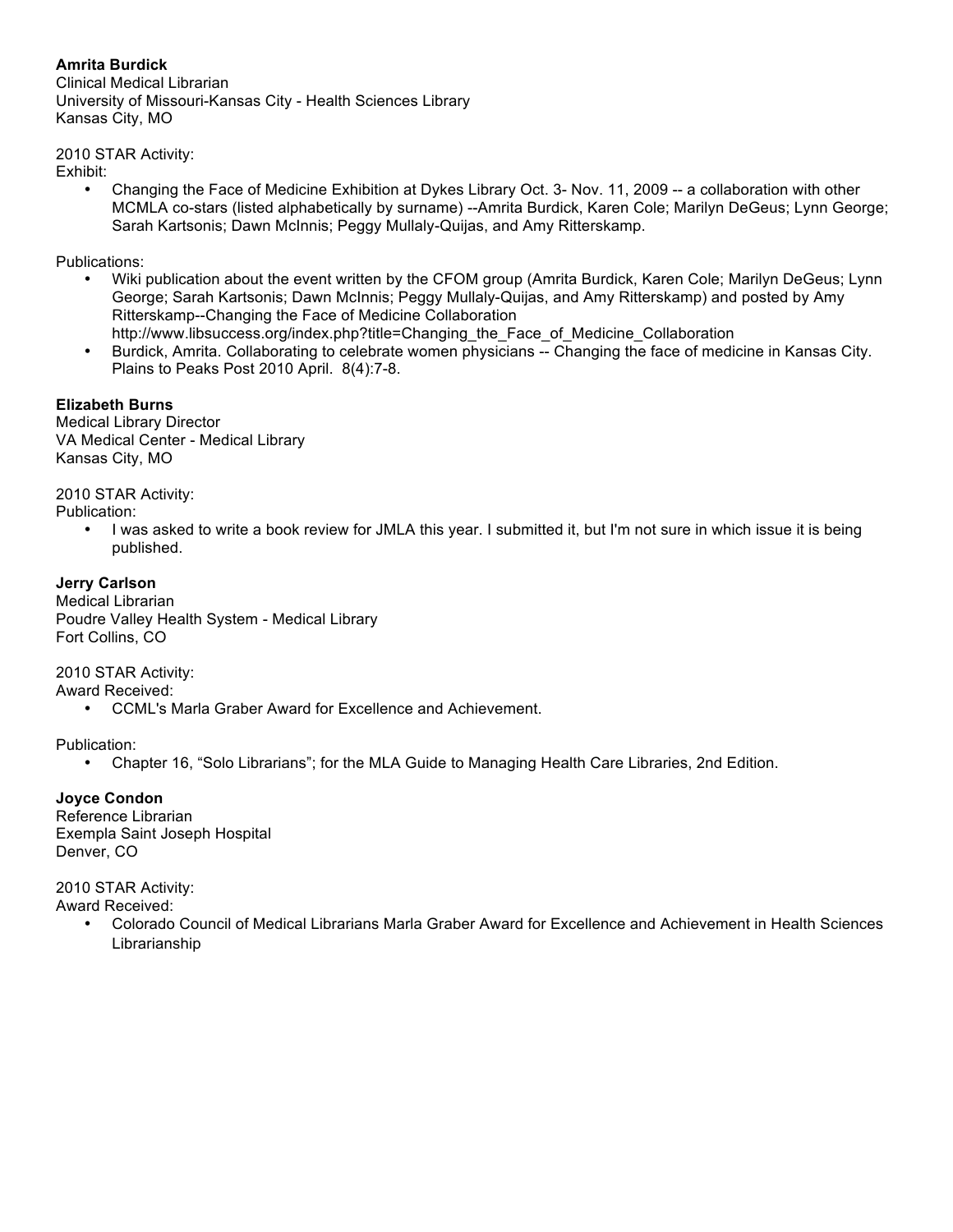**Amrita Burdick**
Clinical Medical Librarian
University of Missouri-Kansas City - Health Sciences Library
Kansas City, MO

2010 STAR Activity:
Exhibit:

- Changing the Face of Medicine Exhibition at Dykes Library Oct. 3- Nov. 11, 2009 -- a collaboration with other MCMLA co-stars (listed alphabetically by surname) --Amrita Burdick, Karen Cole; Marilyn DeGeus; Lynn George; Sarah Kartsonis; Dawn McInnis; Peggy Mullaly-Quijas, and Amy Ritterskamp.

Publications:

- Wiki publication about the event written by the CFOM group (Amrita Burdick, Karen Cole; Marilyn DeGeus; Lynn George; Sarah Kartsonis; Dawn McInnis; Peggy Mullaly-Quijas, and Amy Ritterskamp) and posted by Amy Ritterskamp--Changing the Face of Medicine Collaboration http://www.libsuccess.org/index.php?title=Changing_the_Face_of_Medicine_Collaboration
- Burdick, Amrita. Collaborating to celebrate women physicians -- Changing the face of medicine in Kansas City. Plains to Peaks Post 2010 April. 8(4):7-8.

**Elizabeth Burns**
Medical Library Director
VA Medical Center - Medical Library
Kansas City, MO

2010 STAR Activity:
Publication:

- I was asked to write a book review for JMLA this year. I submitted it, but I'm not sure in which issue it is being published.

**Jerry Carlson**
Medical Librarian
Poudre Valley Health System - Medical Library
Fort Collins, CO

2010 STAR Activity:
Award Received:

- CCML's Marla Graber Award for Excellence and Achievement.

Publication:

- Chapter 16, “Solo Librarians”; for the MLA Guide to Managing Health Care Libraries, 2nd Edition.

**Joyce Condon**
Reference Librarian
Exempla Saint Joseph Hospital
Denver, CO

2010 STAR Activity:
Award Received:

- Colorado Council of Medical Librarians Marla Graber Award for Excellence and Achievement in Health Sciences Librarianship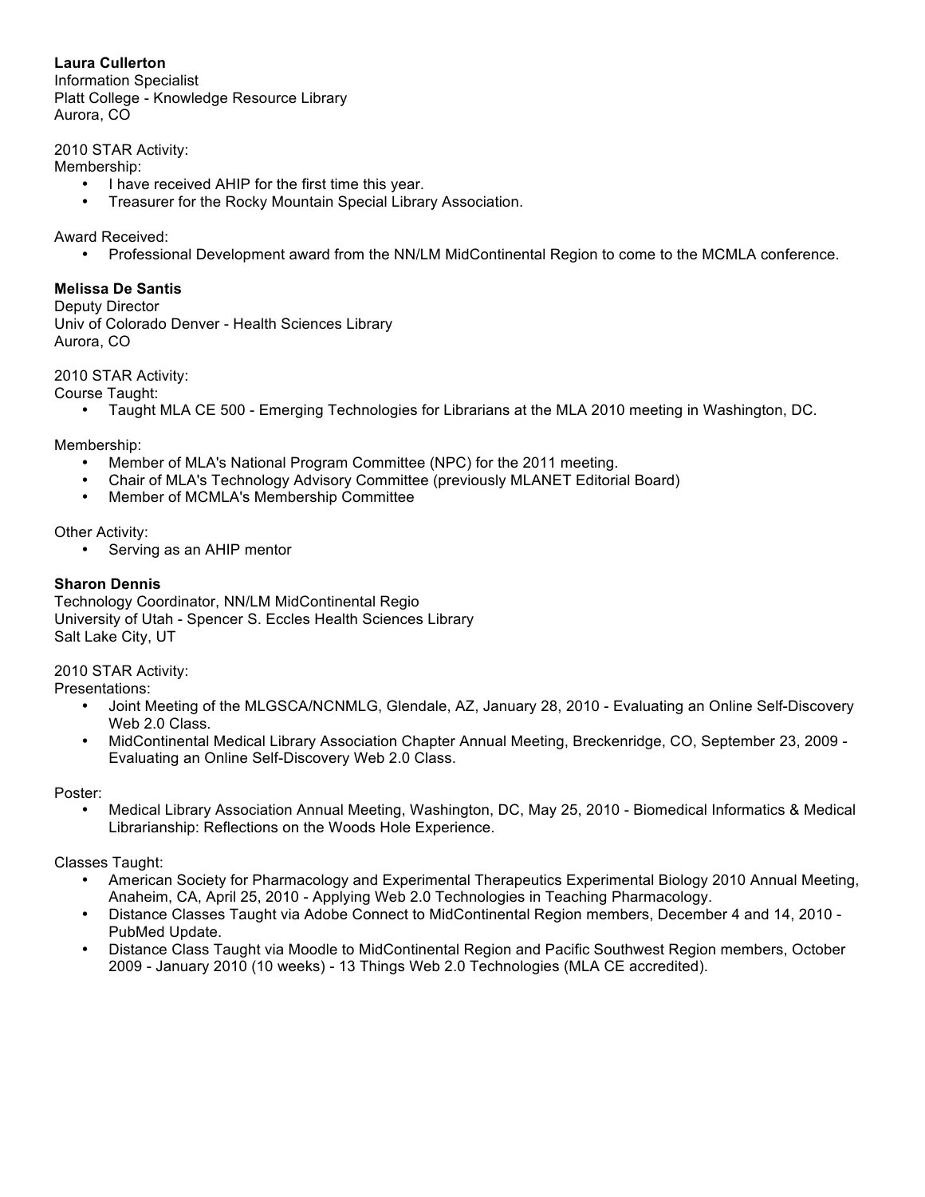**Laura Cullerton**
Information Specialist
Platt College - Knowledge Resource Library
Aurora, CO

2010 STAR Activity:
Membership:

- I have received AHIP for the first time this year.
- Treasurer for the Rocky Mountain Special Library Association.

Award Received:

- Professional Development award from the NN/LM MidContinental Region to come to the MCMLA conference.

**Melissa De Santis**
Deputy Director
Univ of Colorado Denver - Health Sciences Library
Aurora, CO

2010 STAR Activity:
Course Taught:

- Taught MLA CE 500 - Emerging Technologies for Librarians at the MLA 2010 meeting in Washington, DC.

Membership:

- Member of MLA's National Program Committee (NPC) for the 2011 meeting.
- Chair of MLA's Technology Advisory Committee (previously MLANET Editorial Board)
- Member of MCMLA's Membership Committee

Other Activity:

- Serving as an AHIP mentor

**Sharon Dennis**
Technology Coordinator, NN/LM MidContinental Regio
University of Utah - Spencer S. Eccles Health Sciences Library
Salt Lake City, UT

2010 STAR Activity:
Presentations:

- Joint Meeting of the MLGSCA/NCNMLG, Glendale, AZ, January 28, 2010 - Evaluating an Online Self-Discovery Web 2.0 Class.
- MidContinental Medical Library Association Chapter Annual Meeting, Breckenridge, CO, September 23, 2009 - Evaluating an Online Self-Discovery Web 2.0 Class.

Poster:

- Medical Library Association Annual Meeting, Washington, DC, May 25, 2010 - Biomedical Informatics & Medical Librarianship: Reflections on the Woods Hole Experience.

Classes Taught:

- American Society for Pharmacology and Experimental Therapeutics Experimental Biology 2010 Annual Meeting, Anaheim, CA, April 25, 2010 - Applying Web 2.0 Technologies in Teaching Pharmacology.
- Distance Classes Taught via Adobe Connect to MidContinental Region members, December 4 and 14, 2010 - PubMed Update.
- Distance Class Taught via Moodle to MidContinental Region and Pacific Southwest Region members, October 2009 - January 2010 (10 weeks) - 13 Things Web 2.0 Technologies (MLA CE accredited).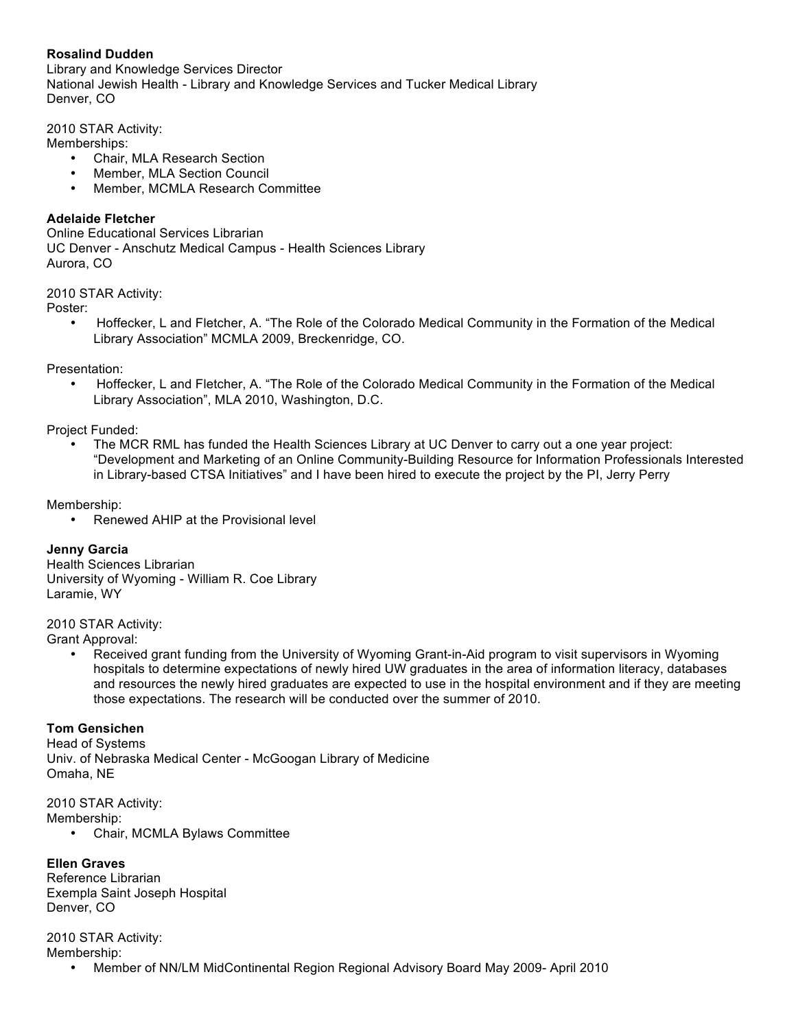**Rosalind Dudden**
Library and Knowledge Services Director
National Jewish Health - Library and Knowledge Services and Tucker Medical Library
Denver, CO

2010 STAR Activity:
Memberships:

- Chair, MLA Research Section
- Member, MLA Section Council
- Member, MCMLA Research Committee

**Adelaide Fletcher**
Online Educational Services Librarian
UC Denver - Anschutz Medical Campus - Health Sciences Library
Aurora, CO

2010 STAR Activity:
Poster:

- Hoffecker, L and Fletcher, A. "The Role of the Colorado Medical Community in the Formation of the Medical Library Association" MCMLA 2009, Breckenridge, CO.

Presentation:

- Hoffecker, L and Fletcher, A. "The Role of the Colorado Medical Community in the Formation of the Medical Library Association", MLA 2010, Washington, D.C.

Project Funded:

- The MCR RML has funded the Health Sciences Library at UC Denver to carry out a one year project: "Development and Marketing of an Online Community-Building Resource for Information Professionals Interested in Library-based CTSA Initiatives" and I have been hired to execute the project by the PI, Jerry Perry

Membership:

- Renewed AHIP at the Provisional level

**Jenny Garcia**
Health Sciences Librarian
University of Wyoming - William R. Coe Library
Laramie, WY

2010 STAR Activity:
Grant Approval:

- Received grant funding from the University of Wyoming Grant-in-Aid program to visit supervisors in Wyoming hospitals to determine expectations of newly hired UW graduates in the area of information literacy, databases and resources the newly hired graduates are expected to use in the hospital environment and if they are meeting those expectations. The research will be conducted over the summer of 2010.

**Tom Gensichen**
Head of Systems
Univ. of Nebraska Medical Center - McGoogan Library of Medicine
Omaha, NE

2010 STAR Activity:
Membership:

- Chair, MCMLA Bylaws Committee

**Ellen Graves**
Reference Librarian
Exempla Saint Joseph Hospital
Denver, CO

2010 STAR Activity:
Membership:

- Member of NN/LM MidContinental Region Regional Advisory Board May 2009- April 2010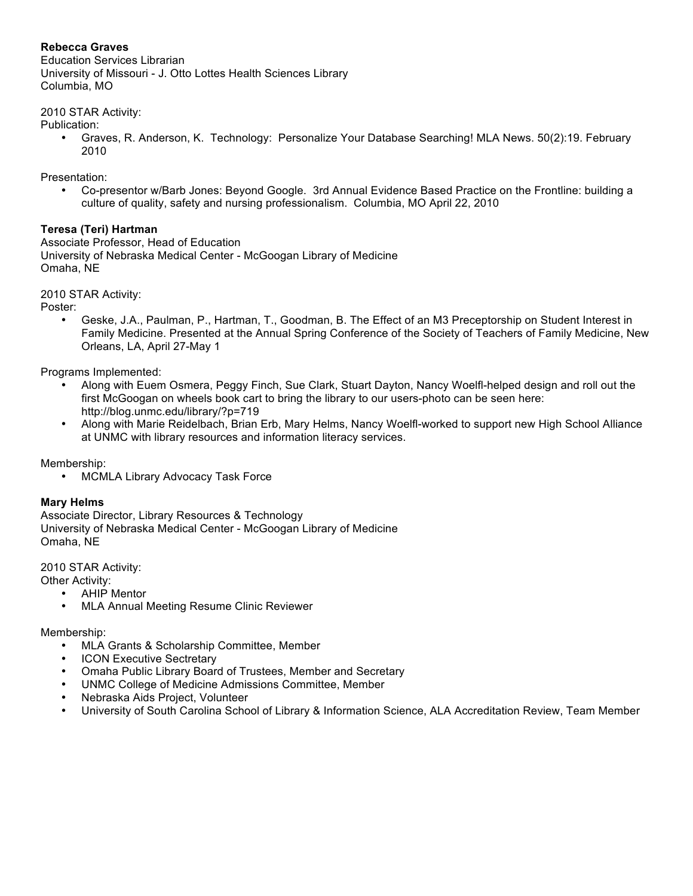**Rebecca Graves**
Education Services Librarian
University of Missouri - J. Otto Lottes Health Sciences Library
Columbia, MO

2010 STAR Activity:
Publication:

- Graves, R. Anderson, K. Technology: Personalize Your Database Searching! MLA News. 50(2):19. February 2010

Presentation:

- Co-presentor w/Barb Jones: Beyond Google. 3rd Annual Evidence Based Practice on the Frontline: building a culture of quality, safety and nursing professionalism. Columbia, MO April 22, 2010

**Teresa (Teri) Hartman**
Associate Professor, Head of Education
University of Nebraska Medical Center - McGoogan Library of Medicine
Omaha, NE

2010 STAR Activity:
Poster:

- Geske, J.A., Paulman, P., Hartman, T., Goodman, B. The Effect of an M3 Preceptorship on Student Interest in Family Medicine. Presented at the Annual Spring Conference of the Society of Teachers of Family Medicine, New Orleans, LA, April 27-May 1

Programs Implemented:

- Along with Euem Osmera, Peggy Finch, Sue Clark, Stuart Dayton, Nancy Woelfl-helped design and roll out the first McGoogan on wheels book cart to bring the library to our users-photo can be seen here: http://blog.unmc.edu/library/?p=719
- Along with Marie Reidelbach, Brian Erb, Mary Helms, Nancy Woelfl-worked to support new High School Alliance at UNMC with library resources and information literacy services.

Membership:

- MCMLA Library Advocacy Task Force

**Mary Helms**
Associate Director, Library Resources & Technology
University of Nebraska Medical Center - McGoogan Library of Medicine
Omaha, NE

2010 STAR Activity:
Other Activity:

- AHIP Mentor
- MLA Annual Meeting Resume Clinic Reviewer

Membership:

- MLA Grants & Scholarship Committee, Member
- ICON Executive Sectretary
- Omaha Public Library Board of Trustees, Member and Secretary
- UNMC College of Medicine Admissions Committee, Member
- Nebraska Aids Project, Volunteer
- University of South Carolina School of Library & Information Science, ALA Accreditation Review, Team Member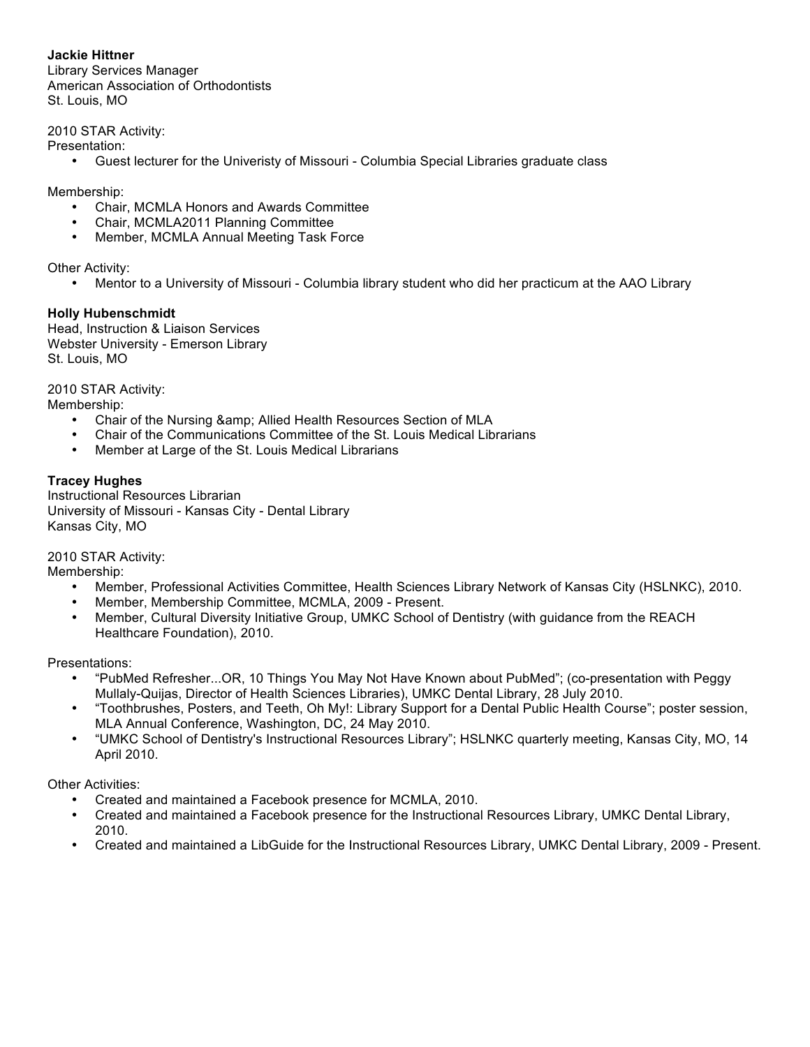**Jackie Hittner**
Library Services Manager
American Association of Orthodontists
St. Louis, MO

2010 STAR Activity:
Presentation:

- Guest lecturer for the Univeristy of Missouri - Columbia Special Libraries graduate class

Membership:

- Chair, MCMLA Honors and Awards Committee
- Chair, MCMLA2011 Planning Committee
- Member, MCMLA Annual Meeting Task Force

Other Activity:

- Mentor to a University of Missouri - Columbia library student who did her practicum at the AAO Library

**Holly Hubenschmidt**
Head, Instruction & Liaison Services
Webster University - Emerson Library
St. Louis, MO

2010 STAR Activity:
Membership:

- Chair of the Nursing &amp; Allied Health Resources Section of MLA
- Chair of the Communications Committee of the St. Louis Medical Librarians
- Member at Large of the St. Louis Medical Librarians

**Tracey Hughes**
Instructional Resources Librarian
University of Missouri - Kansas City - Dental Library
Kansas City, MO

2010 STAR Activity:
Membership:

- Member, Professional Activities Committee, Health Sciences Library Network of Kansas City (HSLNKC), 2010.
- Member, Membership Committee, MCMLA, 2009 - Present.
- Member, Cultural Diversity Initiative Group, UMKC School of Dentistry (with guidance from the REACH Healthcare Foundation), 2010.

Presentations:

- “PubMed Refresher...OR, 10 Things You May Not Have Known about PubMed”; (co-presentation with Peggy Mullaly-Quijas, Director of Health Sciences Libraries), UMKC Dental Library, 28 July 2010.
- “Toothbrushes, Posters, and Teeth, Oh My!: Library Support for a Dental Public Health Course”; poster session, MLA Annual Conference, Washington, DC, 24 May 2010.
- “UMKC School of Dentistry's Instructional Resources Library”; HSLNKC quarterly meeting, Kansas City, MO, 14 April 2010.

Other Activities:

- Created and maintained a Facebook presence for MCMLA, 2010.
- Created and maintained a Facebook presence for the Instructional Resources Library, UMKC Dental Library, 2010.
- Created and maintained a LibGuide for the Instructional Resources Library, UMKC Dental Library, 2009 - Present.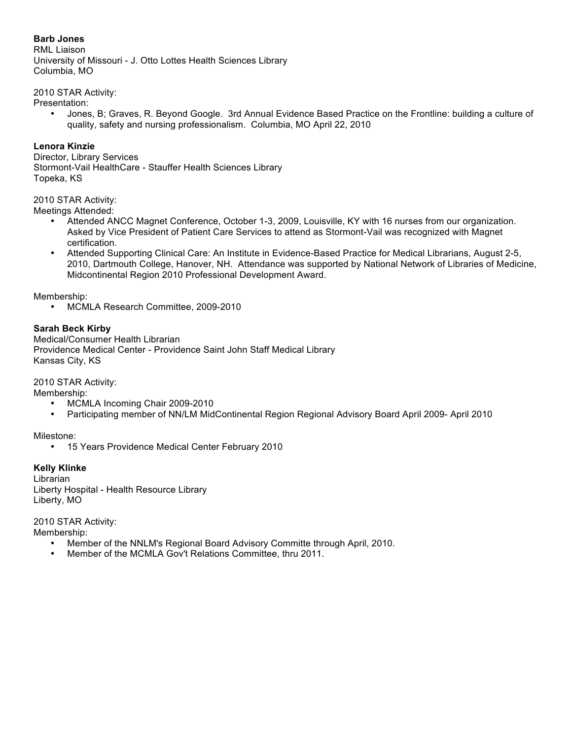**Barb Jones**
RML Liaison
University of Missouri - J. Otto Lottes Health Sciences Library
Columbia, MO

2010 STAR Activity:
Presentation:

- Jones, B; Graves, R. Beyond Google. 3rd Annual Evidence Based Practice on the Frontline: building a culture of quality, safety and nursing professionalism. Columbia, MO April 22, 2010

**Lenora Kinzie**
Director, Library Services
Stormont-Vail HealthCare - Stauffer Health Sciences Library
Topeka, KS

2010 STAR Activity:
Meetings Attended:

- Attended ANCC Magnet Conference, October 1-3, 2009, Louisville, KY with 16 nurses from our organization. Asked by Vice President of Patient Care Services to attend as Stormont-Vail was recognized with Magnet certification.
- Attended Supporting Clinical Care: An Institute in Evidence-Based Practice for Medical Librarians, August 2-5, 2010, Dartmouth College, Hanover, NH. Attendance was supported by National Network of Libraries of Medicine, Midcontinental Region 2010 Professional Development Award.

Membership:

- MCMLA Research Committee, 2009-2010

**Sarah Beck Kirby**
Medical/Consumer Health Librarian
Providence Medical Center - Providence Saint John Staff Medical Library
Kansas City, KS

2010 STAR Activity:
Membership:

- MCMLA Incoming Chair 2009-2010
- Participating member of NN/LM MidContinental Region Regional Advisory Board April 2009- April 2010

Milestone:

- 15 Years Providence Medical Center February 2010

**Kelly Klinke**
Librarian
Liberty Hospital - Health Resource Library
Liberty, MO

2010 STAR Activity:
Membership:

- Member of the NNLM's Regional Board Advisory Committe through April, 2010.
- Member of the MCMLA Gov't Relations Committee, thru 2011.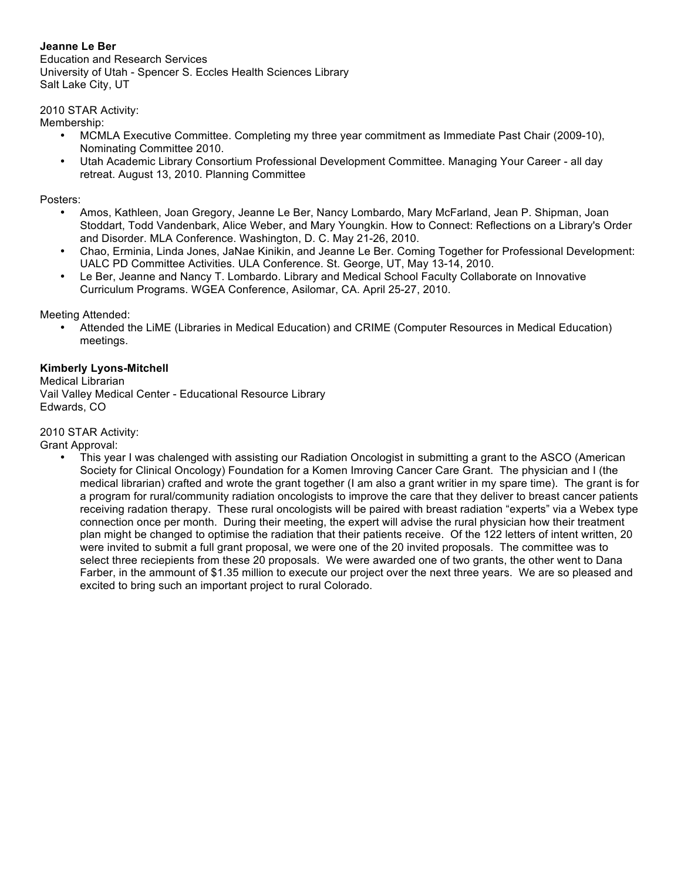**Jeanne Le Ber**
Education and Research Services
University of Utah - Spencer S. Eccles Health Sciences Library
Salt Lake City, UT

2010 STAR Activity:
Membership:

- MCMLA Executive Committee. Completing my three year commitment as Immediate Past Chair (2009-10), Nominating Committee 2010.
- Utah Academic Library Consortium Professional Development Committee. Managing Your Career - all day retreat. August 13, 2010. Planning Committee

Posters:

- Amos, Kathleen, Joan Gregory, Jeanne Le Ber, Nancy Lombardo, Mary McFarland, Jean P. Shipman, Joan Stoddart, Todd Vandenbark, Alice Weber, and Mary Youngkin. How to Connect: Reflections on a Library's Order and Disorder. MLA Conference. Washington, D. C. May 21-26, 2010.
- Chao, Erminia, Linda Jones, JaNae Kinikin, and Jeanne Le Ber. Coming Together for Professional Development: UALC PD Committee Activities. ULA Conference. St. George, UT, May 13-14, 2010.
- Le Ber, Jeanne and Nancy T. Lombardo. Library and Medical School Faculty Collaborate on Innovative Curriculum Programs. WGEA Conference, Asilomar, CA. April 25-27, 2010.

Meeting Attended:

- Attended the LiME (Libraries in Medical Education) and CRIME (Computer Resources in Medical Education) meetings.

**Kimberly Lyons-Mitchell**
Medical Librarian
Vail Valley Medical Center - Educational Resource Library
Edwards, CO

2010 STAR Activity:
Grant Approval:

- This year I was chalenged with assisting our Radiation Oncologist in submitting a grant to the ASCO (American Society for Clinical Oncology) Foundation for a Komen Imroving Cancer Care Grant. The physician and I (the medical librarian) crafted and wrote the grant together (I am also a grant writier in my spare time). The grant is for a program for rural/community radiation oncologists to improve the care that they deliver to breast cancer patients receiving radation therapy. These rural oncologists will be paired with breast radiation "experts" via a Webex type connection once per month. During their meeting, the expert will advise the rural physician how their treatment plan might be changed to optimise the radiation that their patients receive. Of the 122 letters of intent written, 20 were invited to submit a full grant proposal, we were one of the 20 invited proposals. The committee was to select three reciepients from these 20 proposals. We were awarded one of two grants, the other went to Dana Farber, in the ammount of $1.35 million to execute our project over the next three years. We are so pleased and excited to bring such an important project to rural Colorado.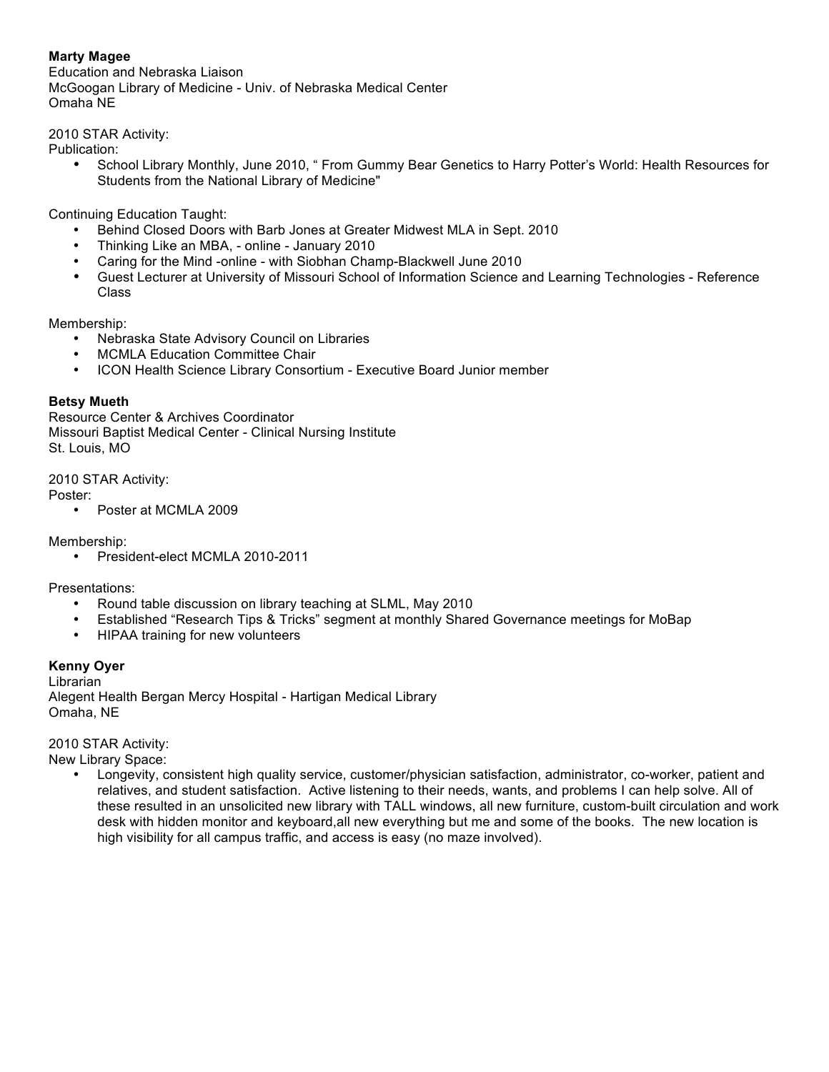**Marty Magee**
Education and Nebraska Liaison
McGoogan Library of Medicine - Univ. of Nebraska Medical Center
Omaha NE

2010 STAR Activity:
Publication:

- School Library Monthly, June 2010, " From Gummy Bear Genetics to Harry Potter's World: Health Resources for Students from the National Library of Medicine"

Continuing Education Taught:

- Behind Closed Doors with Barb Jones at Greater Midwest MLA in Sept. 2010
- Thinking Like an MBA, - online - January 2010
- Caring for the Mind -online - with Siobhan Champ-Blackwell June 2010
- Guest Lecturer at University of Missouri School of Information Science and Learning Technologies - Reference Class

Membership:

- Nebraska State Advisory Council on Libraries
- MCMLA Education Committee Chair
- ICON Health Science Library Consortium - Executive Board Junior member

**Betsy Mueth**
Resource Center & Archives Coordinator
Missouri Baptist Medical Center - Clinical Nursing Institute
St. Louis, MO

2010 STAR Activity:
Poster:

- Poster at MCMLA 2009

Membership:

- President-elect MCMLA 2010-2011

Presentations:

- Round table discussion on library teaching at SLML, May 2010
- Established "Research Tips & Tricks" segment at monthly Shared Governance meetings for MoBap
- HIPAA training for new volunteers

**Kenny Oyer**
Librarian
Alegent Health Bergan Mercy Hospital - Hartigan Medical Library
Omaha, NE

2010 STAR Activity:
New Library Space:

- Longevity, consistent high quality service, customer/physician satisfaction, administrator, co-worker, patient and relatives, and student satisfaction. Active listening to their needs, wants, and problems I can help solve. All of these resulted in an unsolicited new library with TALL windows, all new furniture, custom-built circulation and work desk with hidden monitor and keyboard,all new everything but me and some of the books. The new location is high visibility for all campus traffic, and access is easy (no maze involved).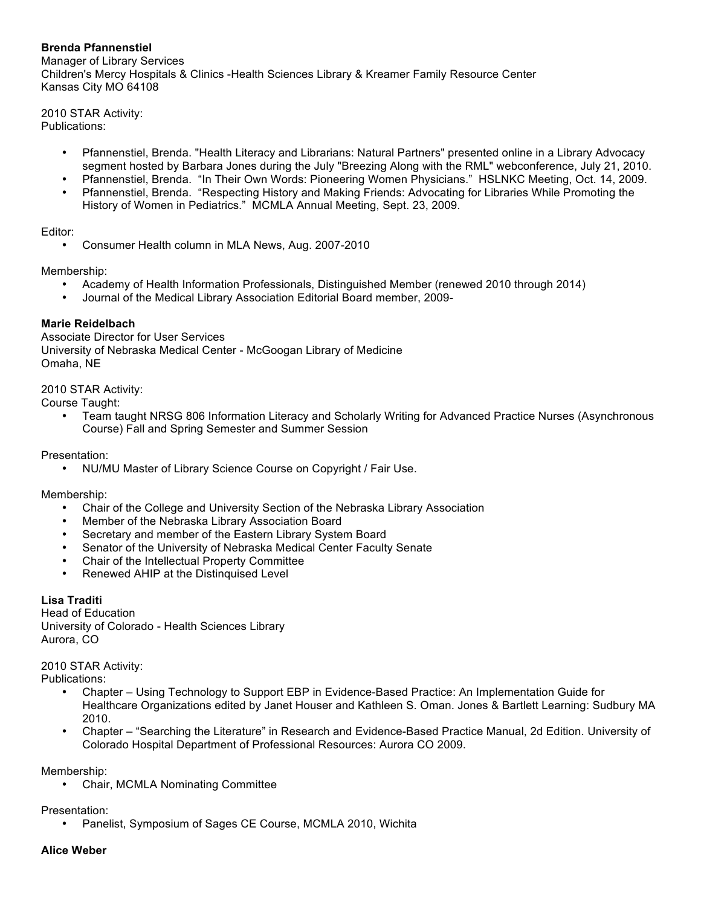**Brenda Pfannenstiel**
Manager of Library Services
Children's Mercy Hospitals & Clinics -Health Sciences Library & Kreamer Family Resource Center
Kansas City MO 64108

2010 STAR Activity:
Publications:

- Pfannenstiel, Brenda. "Health Literacy and Librarians: Natural Partners" presented online in a Library Advocacy segment hosted by Barbara Jones during the July "Breezing Along with the RML" webconference, July 21, 2010.
- Pfannenstiel, Brenda. "In Their Own Words: Pioneering Women Physicians." HSLNKC Meeting, Oct. 14, 2009.
- Pfannenstiel, Brenda. "Respecting History and Making Friends: Advocating for Libraries While Promoting the History of Women in Pediatrics." MCMLA Annual Meeting, Sept. 23, 2009.

Editor:

- Consumer Health column in MLA News, Aug. 2007-2010

Membership:

- Academy of Health Information Professionals, Distinguished Member (renewed 2010 through 2014)
- Journal of the Medical Library Association Editorial Board member, 2009-

**Marie Reidelbach**
Associate Director for User Services
University of Nebraska Medical Center - McGoogan Library of Medicine
Omaha, NE

2010 STAR Activity:
Course Taught:

- Team taught NRSG 806 Information Literacy and Scholarly Writing for Advanced Practice Nurses (Asynchronous Course) Fall and Spring Semester and Summer Session

Presentation:

- NU/MU Master of Library Science Course on Copyright / Fair Use.

Membership:

- Chair of the College and University Section of the Nebraska Library Association
- Member of the Nebraska Library Association Board
- Secretary and member of the Eastern Library System Board
- Senator of the University of Nebraska Medical Center Faculty Senate
- Chair of the Intellectual Property Committee
- Renewed AHIP at the Distinquised Level

**Lisa Traditi**
Head of Education
University of Colorado - Health Sciences Library
Aurora, CO

2010 STAR Activity:
Publications:

- Chapter – Using Technology to Support EBP in Evidence-Based Practice: An Implementation Guide for Healthcare Organizations edited by Janet Houser and Kathleen S. Oman. Jones & Bartlett Learning: Sudbury MA 2010.
- Chapter – "Searching the Literature" in Research and Evidence-Based Practice Manual, 2d Edition. University of Colorado Hospital Department of Professional Resources: Aurora CO 2009.

Membership:

- Chair, MCMLA Nominating Committee

Presentation:

- Panelist, Symposium of Sages CE Course, MCMLA 2010, Wichita

**Alice Weber**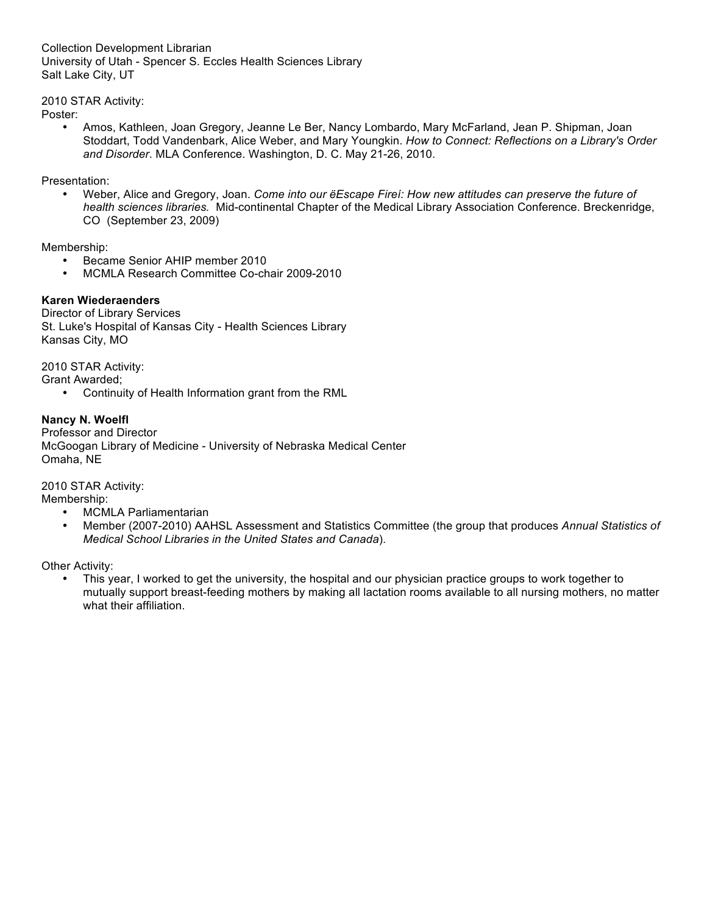Collection Development Librarian
University of Utah - Spencer S. Eccles Health Sciences Library
Salt Lake City, UT

2010 STAR Activity:
Poster:

- Amos, Kathleen, Joan Gregory, Jeanne Le Ber, Nancy Lombardo, Mary McFarland, Jean P. Shipman, Joan Stoddart, Todd Vandenbark, Alice Weber, and Mary Youngkin. *How to Connect: Reflections on a Library's Order and Disorder*. MLA Conference. Washington, D. C. May 21-26, 2010.

Presentation:

- Weber, Alice and Gregory, Joan. *Come into our ëEscape Fireí: How new attitudes can preserve the future of health sciences libraries.* Mid-continental Chapter of the Medical Library Association Conference. Breckenridge, CO (September 23, 2009)

Membership:

- Became Senior AHIP member 2010
- MCMLA Research Committee Co-chair 2009-2010

**Karen Wiederaenders**
Director of Library Services
St. Luke's Hospital of Kansas City - Health Sciences Library
Kansas City, MO

2010 STAR Activity:
Grant Awarded;

- Continuity of Health Information grant from the RML

**Nancy N. Woelfl**
Professor and Director
McGoogan Library of Medicine - University of Nebraska Medical Center
Omaha, NE

2010 STAR Activity:
Membership:

- MCMLA Parliamentarian
- Member (2007-2010) AAHSL Assessment and Statistics Committee (the group that produces *Annual Statistics of Medical School Libraries in the United States and Canada*).

Other Activity:

- This year, I worked to get the university, the hospital and our physician practice groups to work together to mutually support breast-feeding mothers by making all lactation rooms available to all nursing mothers, no matter what their affiliation.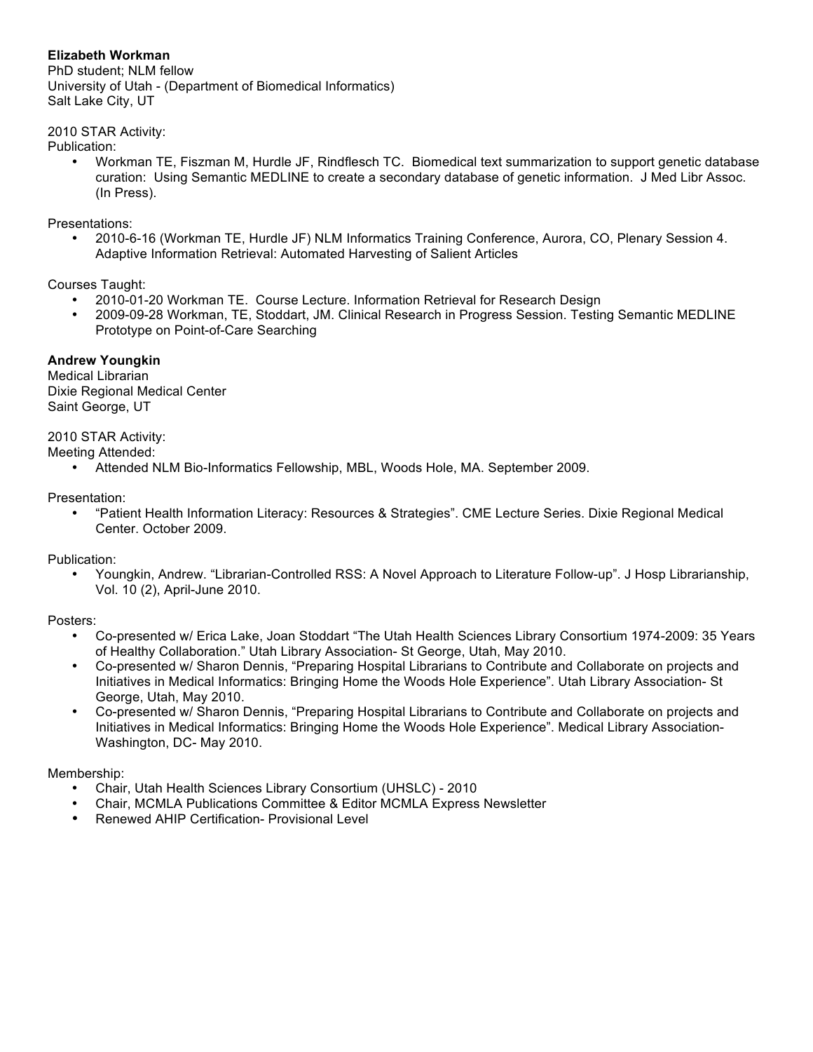**Elizabeth Workman**
PhD student; NLM fellow
University of Utah - (Department of Biomedical Informatics)
Salt Lake City, UT

2010 STAR Activity:
Publication:

- Workman TE, Fiszman M, Hurdle JF, Rindflesch TC. Biomedical text summarization to support genetic database curation: Using Semantic MEDLINE to create a secondary database of genetic information. J Med Libr Assoc. (In Press).

Presentations:

- 2010-6-16 (Workman TE, Hurdle JF) NLM Informatics Training Conference, Aurora, CO, Plenary Session 4. Adaptive Information Retrieval: Automated Harvesting of Salient Articles

Courses Taught:

- 2010-01-20 Workman TE. Course Lecture. Information Retrieval for Research Design
- 2009-09-28 Workman, TE, Stoddart, JM. Clinical Research in Progress Session. Testing Semantic MEDLINE Prototype on Point-of-Care Searching

**Andrew Youngkin**
Medical Librarian
Dixie Regional Medical Center
Saint George, UT

2010 STAR Activity:
Meeting Attended:

- Attended NLM Bio-Informatics Fellowship, MBL, Woods Hole, MA. September 2009.

Presentation:

- "Patient Health Information Literacy: Resources & Strategies". CME Lecture Series. Dixie Regional Medical Center. October 2009.

Publication:

- Youngkin, Andrew. "Librarian-Controlled RSS: A Novel Approach to Literature Follow-up". J Hosp Librarianship, Vol. 10 (2), April-June 2010.

Posters:

- Co-presented w/ Erica Lake, Joan Stoddart "The Utah Health Sciences Library Consortium 1974-2009: 35 Years of Healthy Collaboration." Utah Library Association- St George, Utah, May 2010.
- Co-presented w/ Sharon Dennis, "Preparing Hospital Librarians to Contribute and Collaborate on projects and Initiatives in Medical Informatics: Bringing Home the Woods Hole Experience". Utah Library Association- St George, Utah, May 2010.
- Co-presented w/ Sharon Dennis, "Preparing Hospital Librarians to Contribute and Collaborate on projects and Initiatives in Medical Informatics: Bringing Home the Woods Hole Experience". Medical Library Association- Washington, DC- May 2010.

Membership:

- Chair, Utah Health Sciences Library Consortium (UHSLC) - 2010
- Chair, MCMLA Publications Committee & Editor MCMLA Express Newsletter
- Renewed AHIP Certification- Provisional Level